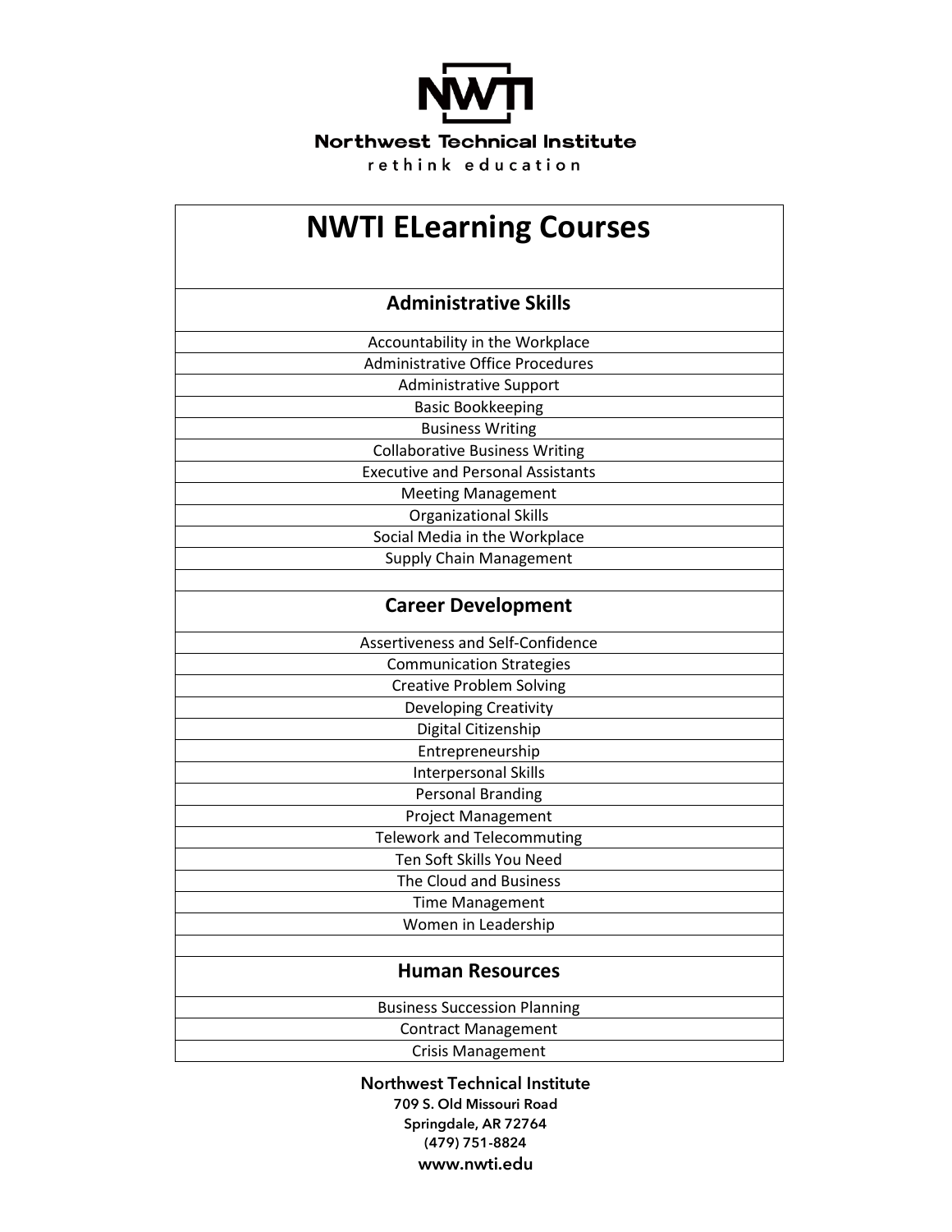Northwest Technical Institute

rethink education

# NWTI ELearning Courses

## Administrative Skills

- Accountability in the Workplace
- Administrative Office Procedures
- Administrative Support
- Basic Bookkeeping
- Business Writing
- Collaborative Business Writing
- Executive and Personal Assistants
- Meeting Management
- Organizational Skills
- Social Media in the Workplace
- Supply Chain Management

## Career Development

- Assertiveness and Self-Confidence
- Communication Strategies
- Creative Problem Solving
- Developing Creativity
- Digital Citizenship
- Entrepreneurship
- Interpersonal Skills
- Personal Branding
- Project Management
- Telework and Telecommuting
- Ten Soft Skills You Need
- The Cloud and Business
- Time Management
- Women in Leadership

## Human Resources

- Business Succession Planning
- Contract Management
- Crisis Management

Northwest Technical Institute
709 S. Old Missouri Road
Springdale, AR 72764
(479) 751-8824
www.nwti.edu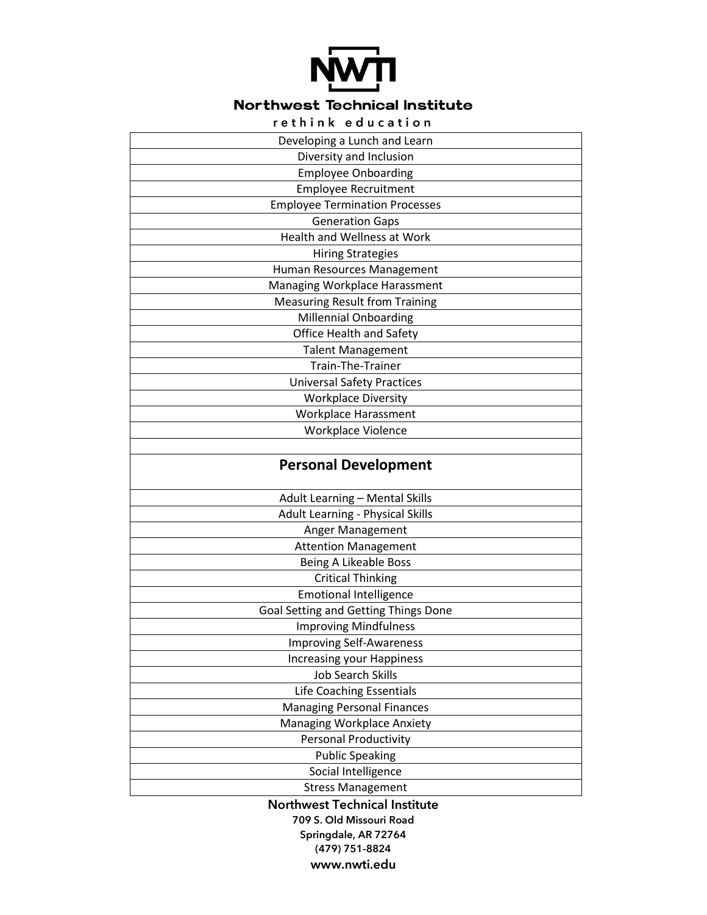# Northwest Technical Institute

rethink education

| |
|---|
| Developing a Lunch and Learn |
| Diversity and Inclusion |
| Employee Onboarding |
| Employee Recruitment |
| Employee Termination Processes |
| Generation Gaps |
| Health and Wellness at Work |
| Hiring Strategies |
| Human Resources Management |
| Managing Workplace Harassment |
| Measuring Result from Training |
| Millennial Onboarding |
| Office Health and Safety |
| Talent Management |
| Train-The-Trainer |
| Universal Safety Practices |
| Workplace Diversity |
| Workplace Harassment |
| Workplace Violence |
| |
| **Personal Development** |
| Adult Learning – Mental Skills |
| Adult Learning - Physical Skills |
| Anger Management |
| Attention Management |
| Being A Likeable Boss |
| Critical Thinking |
| Emotional Intelligence |
| Goal Setting and Getting Things Done |
| Improving Mindfulness |
| Improving Self-Awareness |
| Increasing your Happiness |
| Job Search Skills |
| Life Coaching Essentials |
| Managing Personal Finances |
| Managing Workplace Anxiety |
| Personal Productivity |
| Public Speaking |
| Social Intelligence |
| Stress Management |

Northwest Technical Institute
709 S. Old Missouri Road
Springdale, AR 72764
(479) 751-8824
www.nwti.edu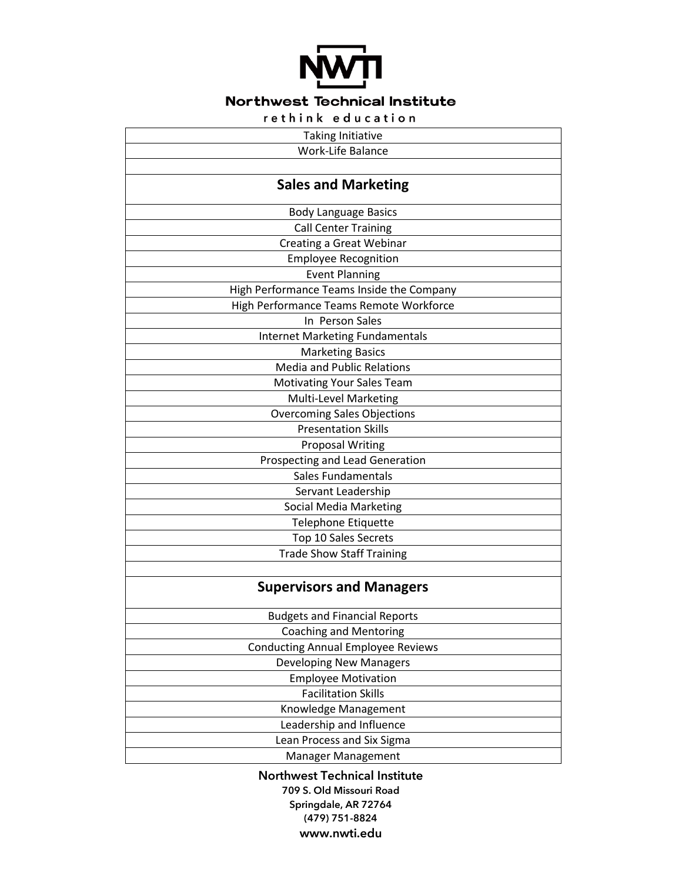| Taking Initiative |
|---|
| Work-Life Balance |
| |
| **Sales and Marketing** |
| Body Language Basics |
| Call Center Training |
| Creating a Great Webinar |
| Employee Recognition |
| Event Planning |
| High Performance Teams Inside the Company |
| High Performance Teams Remote Workforce |
| In Person Sales |
| Internet Marketing Fundamentals |
| Marketing Basics |
| Media and Public Relations |
| Motivating Your Sales Team |
| Multi-Level Marketing |
| Overcoming Sales Objections |
| Presentation Skills |
| Proposal Writing |
| Prospecting and Lead Generation |
| Sales Fundamentals |
| Servant Leadership |
| Social Media Marketing |
| Telephone Etiquette |
| Top 10 Sales Secrets |
| Trade Show Staff Training |
| |
| **Supervisors and Managers** |
| Budgets and Financial Reports |
| Coaching and Mentoring |
| Conducting Annual Employee Reviews |
| Developing New Managers |
| Employee Motivation |
| Facilitation Skills |
| Knowledge Management |
| Leadership and Influence |
| Lean Process and Six Sigma |
| Manager Management |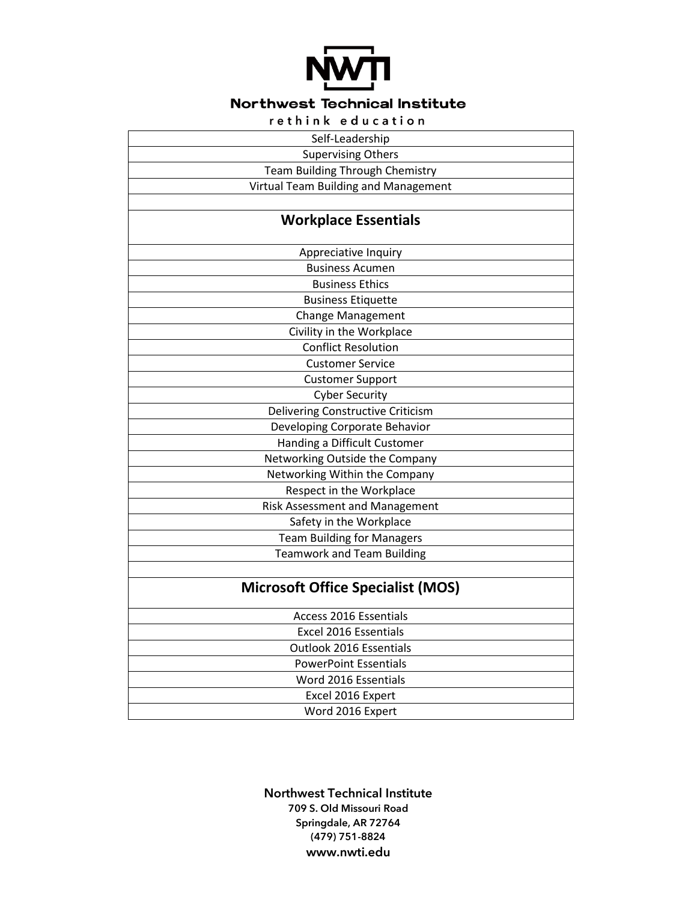# NWTI

**Northwest Technical Institute**

rethink education

| |
|---|
| Self-Leadership |
| Supervising Others |
| Team Building Through Chemistry |
| Virtual Team Building and Management |
| |
| **Workplace Essentials** |
| Appreciative Inquiry |
| Business Acumen |
| Business Ethics |
| Business Etiquette |
| Change Management |
| Civility in the Workplace |
| Conflict Resolution |
| Customer Service |
| Customer Support |
| Cyber Security |
| Delivering Constructive Criticism |
| Developing Corporate Behavior |
| Handing a Difficult Customer |
| Networking Outside the Company |
| Networking Within the Company |
| Respect in the Workplace |
| Risk Assessment and Management |
| Safety in the Workplace |
| Team Building for Managers |
| Teamwork and Team Building |
| |
| **Microsoft Office Specialist (MOS)** |
| Access 2016 Essentials |
| Excel 2016 Essentials |
| Outlook 2016 Essentials |
| PowerPoint Essentials |
| Word 2016 Essentials |
| Excel 2016 Expert |
| Word 2016 Expert |

Northwest Technical Institute
709 S. Old Missouri Road
Springdale, AR 72764
(479) 751-8824
www.nwti.edu